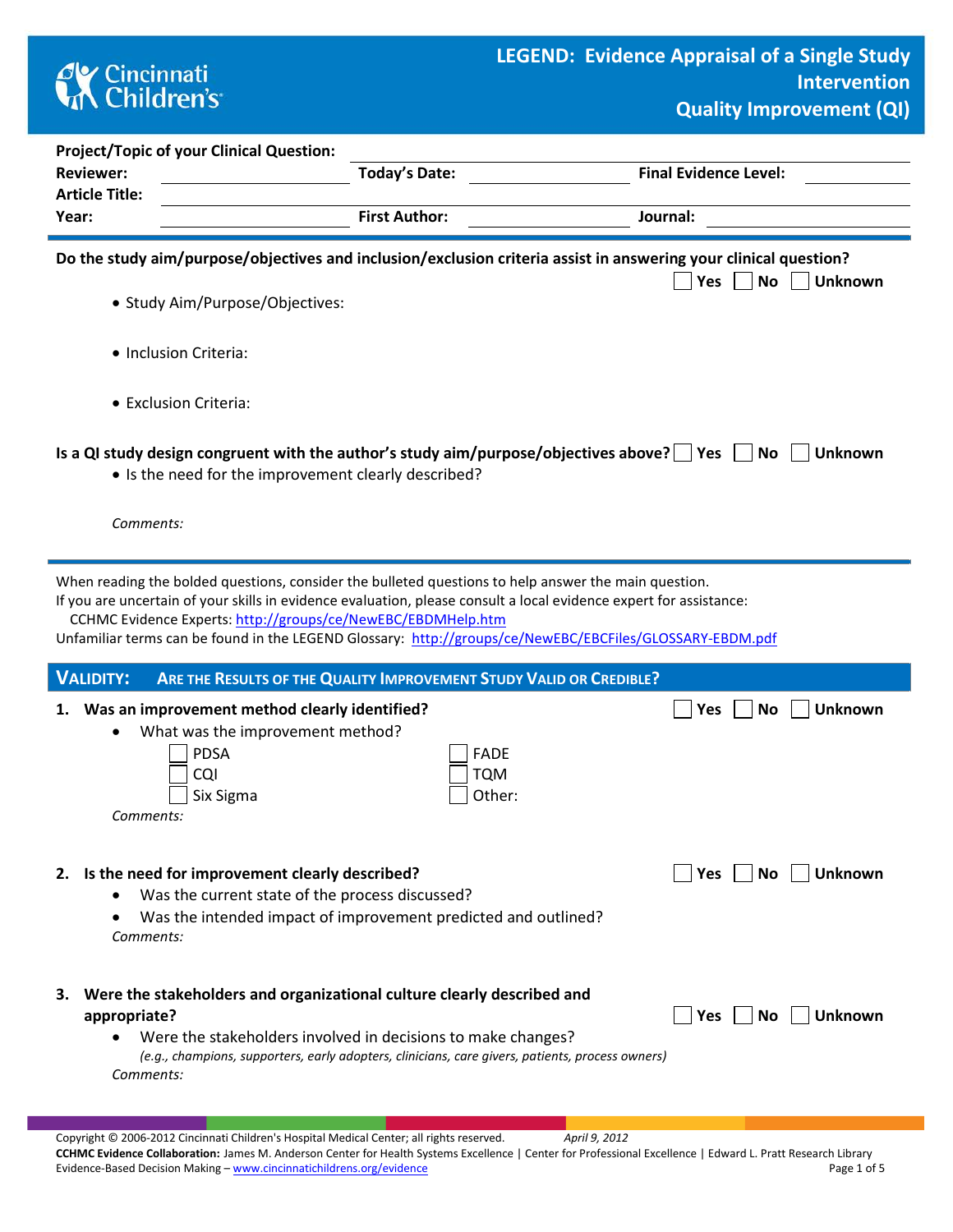# LEGEND: Evidence Appraisal of a Single Study Intervention Quality Improvement (QI)

Cincinnati Children's

**Project/Topic of your Clinical Question:** ______________________

**Reviewer:** ______________ **Today's Date:** ______________ **Final Evidence Level:** ________

**Article Title:** ______________________

**Year:** ______________ **First Author:** ______________ **Journal:** ______________

---

**Do the study aim/purpose/objectives and inclusion/exclusion criteria assist in answering your clinical question?** ☐ Yes ☐ No ☐ Unknown

- Study Aim/Purpose/Objectives:
- Inclusion Criteria:
- Exclusion Criteria:

**Is a QI study design congruent with the author's study aim/purpose/objectives above?** ☐ Yes ☐ No ☐ Unknown

- Is the need for the improvement clearly described?

*Comments:*

---

When reading the bolded questions, consider the bulleted questions to help answer the main question.
If you are uncertain of your skills in evidence evaluation, please consult a local evidence expert for assistance:
CCHMC Evidence Experts: http://groups/ce/NewEBC/EBDMHelp.htm
Unfamiliar terms can be found in the LEGEND Glossary: http://groups/ce/NewEBC/EBCFiles/GLOSSARY-EBDM.pdf

## VALIDITY: ARE THE RESULTS OF THE QUALITY IMPROVEMENT STUDY VALID OR CREDIBLE?

**1. Was an improvement method clearly identified?** ☐ Yes ☐ No ☐ Unknown

- What was the improvement method?
  - ☐ PDSA
  - ☐ CQI
  - ☐ Six Sigma
  - ☐ FADE
  - ☐ TQM
  - ☐ Other:

*Comments:*

**2. Is the need for improvement clearly described?** ☐ Yes ☐ No ☐ Unknown

- Was the current state of the process discussed?
- Was the intended impact of improvement predicted and outlined?

*Comments:*

**3. Were the stakeholders and organizational culture clearly described and appropriate?** ☐ Yes ☐ No ☐ Unknown

- Were the stakeholders involved in decisions to make changes?
  *(e.g., champions, supporters, early adopters, clinicians, care givers, patients, process owners)*

*Comments:*

---

Copyright © 2006-2012 Cincinnati Children's Hospital Medical Center; all rights reserved. *April 9, 2012*
**CCHMC Evidence Collaboration:** James M. Anderson Center for Health Systems Excellence | Center for Professional Excellence | Edward L. Pratt Research Library
Evidence-Based Decision Making – www.cincinnatichildrens.org/evidence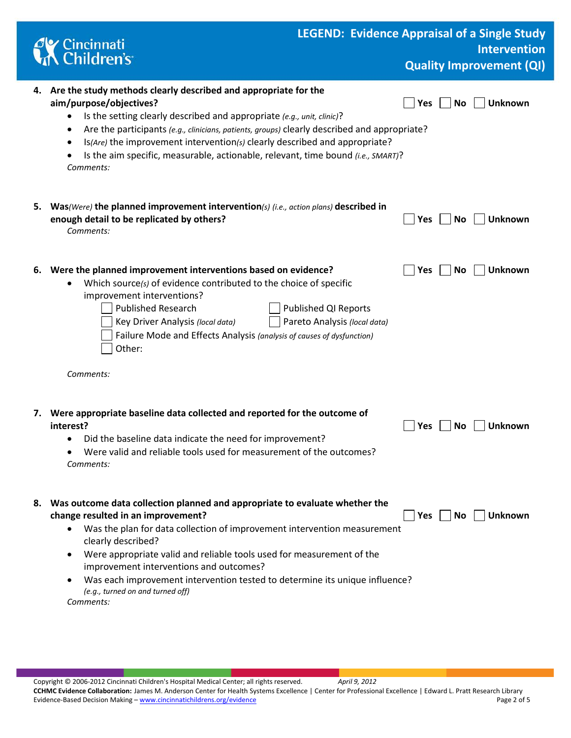4. **Are the study methods clearly described and appropriate for the aim/purpose/objectives?** ☐ Yes ☐ No ☐ Unknown
   - Is the setting clearly described and appropriate *(e.g., unit, clinic)*?
   - Are the participants *(e.g., clinicians, patients, groups)* clearly described and appropriate?
   - Is*(Are)* the improvement intervention*(s)* clearly described and appropriate?
   - Is the aim specific, measurable, actionable, relevant, time bound *(i.e., SMART)*?

   *Comments:*

5. **Was***(Were)* **the planned improvement intervention***(s) (i.e., action plans)* **described in enough detail to be replicated by others?** ☐ Yes ☐ No ☐ Unknown

   *Comments:*

6. **Were the planned improvement interventions based on evidence?** ☐ Yes ☐ No ☐ Unknown
   - Which source*(s)* of evidence contributed to the choice of specific improvement interventions?
     - ☐ Published Research
     - ☐ Published QI Reports
     - ☐ Key Driver Analysis *(local data)*
     - ☐ Pareto Analysis *(local data)*
     - ☐ Failure Mode and Effects Analysis *(analysis of causes of dysfunction)*
     - ☐ Other:

   *Comments:*

7. **Were appropriate baseline data collected and reported for the outcome of interest?** ☐ Yes ☐ No ☐ Unknown
   - Did the baseline data indicate the need for improvement?
   - Were valid and reliable tools used for measurement of the outcomes?

   *Comments:*

8. **Was outcome data collection planned and appropriate to evaluate whether the change resulted in an improvement?** ☐ Yes ☐ No ☐ Unknown
   - Was the plan for data collection of improvement intervention measurement clearly described?
   - Were appropriate valid and reliable tools used for measurement of the improvement interventions and outcomes?
   - Was each improvement intervention tested to determine its unique influence? *(e.g., turned on and turned off)*

   *Comments:*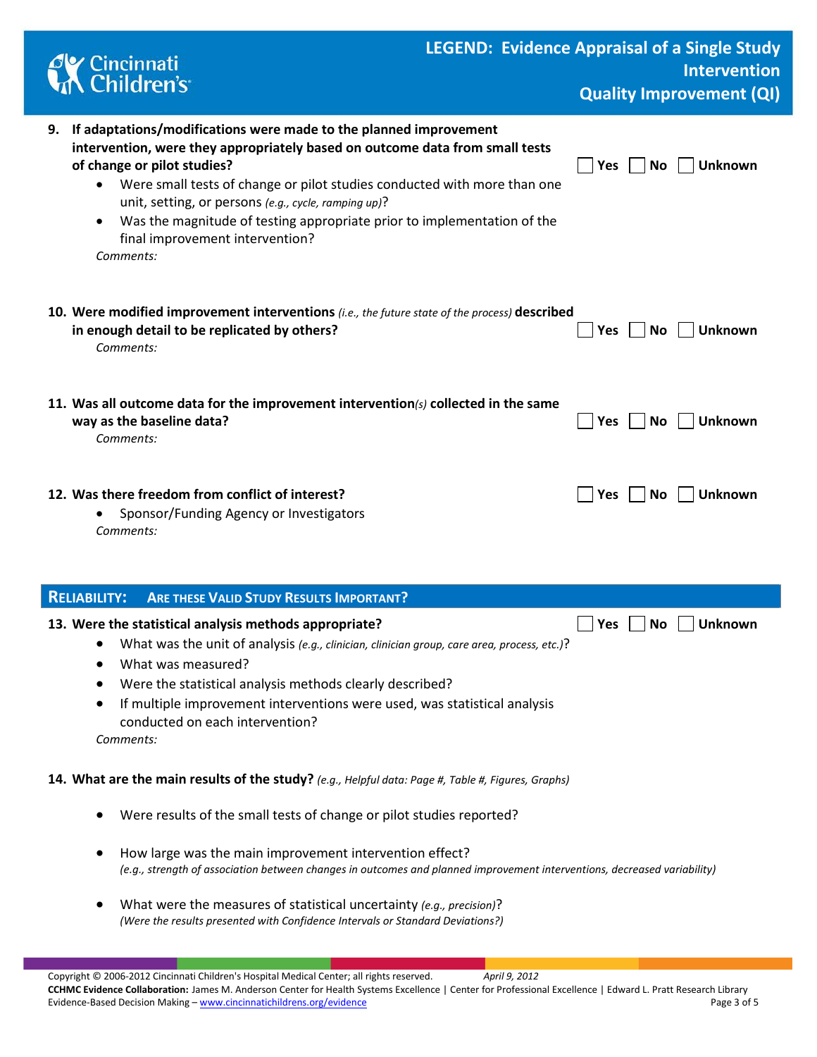9. **If adaptations/modifications were made to the planned improvement intervention, were they appropriately based on outcome data from small tests of change or pilot studies?** ☐ Yes ☐ No ☐ Unknown
   - Were small tests of change or pilot studies conducted with more than one unit, setting, or persons *(e.g., cycle, ramping up)*?
   - Was the magnitude of testing appropriate prior to implementation of the final improvement intervention?

   *Comments:*

10. **Were modified improvement interventions** *(i.e., the future state of the process)* **described in enough detail to be replicated by others?** ☐ Yes ☐ No ☐ Unknown

    *Comments:*

11. **Was all outcome data for the improvement intervention***(s)* **collected in the same way as the baseline data?** ☐ Yes ☐ No ☐ Unknown

    *Comments:*

12. **Was there freedom from conflict of interest?** ☐ Yes ☐ No ☐ Unknown
    - Sponsor/Funding Agency or Investigators

    *Comments:*

## RELIABILITY: ARE THESE VALID STUDY RESULTS IMPORTANT?

13. **Were the statistical analysis methods appropriate?** ☐ Yes ☐ No ☐ Unknown
    - What was the unit of analysis *(e.g., clinician, clinician group, care area, process, etc.)*?
    - What was measured?
    - Were the statistical analysis methods clearly described?
    - If multiple improvement interventions were used, was statistical analysis conducted on each intervention?

    *Comments:*

14. **What are the main results of the study?** *(e.g., Helpful data: Page #, Table #, Figures, Graphs)*
    - Were results of the small tests of change or pilot studies reported?
    - How large was the main improvement intervention effect?
      *(e.g., strength of association between changes in outcomes and planned improvement interventions, decreased variability)*
    - What were the measures of statistical uncertainty *(e.g., precision)*?
      *(Were the results presented with Confidence Intervals or Standard Deviations?)*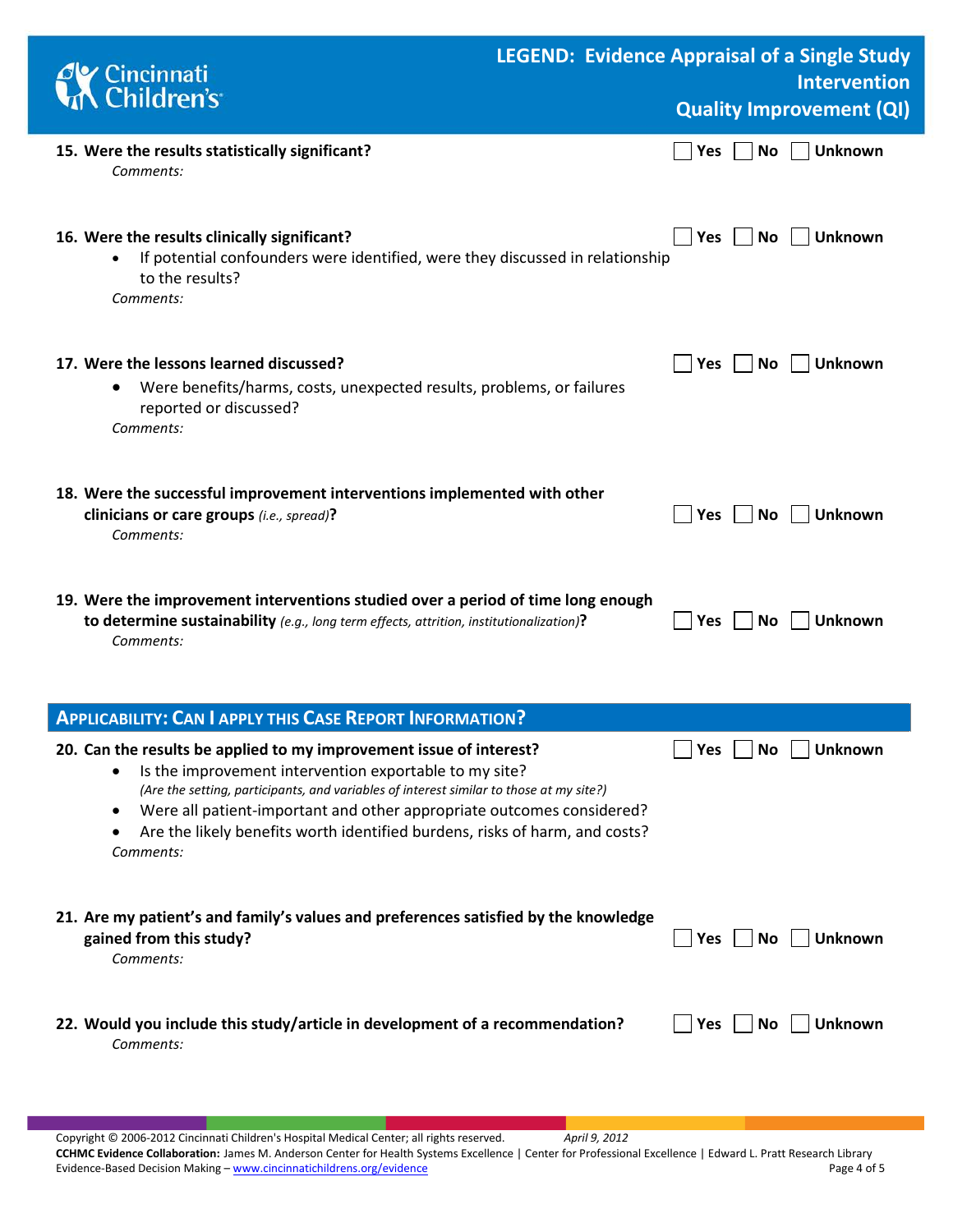**15. Were the results statistically significant?** ☐ Yes ☐ No ☐ Unknown

*Comments:*

**16. Were the results clinically significant?** ☐ Yes ☐ No ☐ Unknown

- If potential confounders were identified, were they discussed in relationship to the results?

*Comments:*

**17. Were the lessons learned discussed?** ☐ Yes ☐ No ☐ Unknown

- Were benefits/harms, costs, unexpected results, problems, or failures reported or discussed?

*Comments:*

**18. Were the successful improvement interventions implemented with other clinicians or care groups** *(i.e., spread)***?** ☐ Yes ☐ No ☐ Unknown

*Comments:*

**19. Were the improvement interventions studied over a period of time long enough to determine sustainability** *(e.g., long term effects, attrition, institutionalization)***?** ☐ Yes ☐ No ☐ Unknown

*Comments:*

## Applicability: Can I apply this Case Report Information?

**20. Can the results be applied to my improvement issue of interest?** ☐ Yes ☐ No ☐ Unknown

- Is the improvement intervention exportable to my site?
  *(Are the setting, participants, and variables of interest similar to those at my site?)*
- Were all patient-important and other appropriate outcomes considered?
- Are the likely benefits worth identified burdens, risks of harm, and costs?

*Comments:*

**21. Are my patient's and family's values and preferences satisfied by the knowledge gained from this study?** ☐ Yes ☐ No ☐ Unknown

*Comments:*

**22. Would you include this study/article in development of a recommendation?** ☐ Yes ☐ No ☐ Unknown

*Comments:*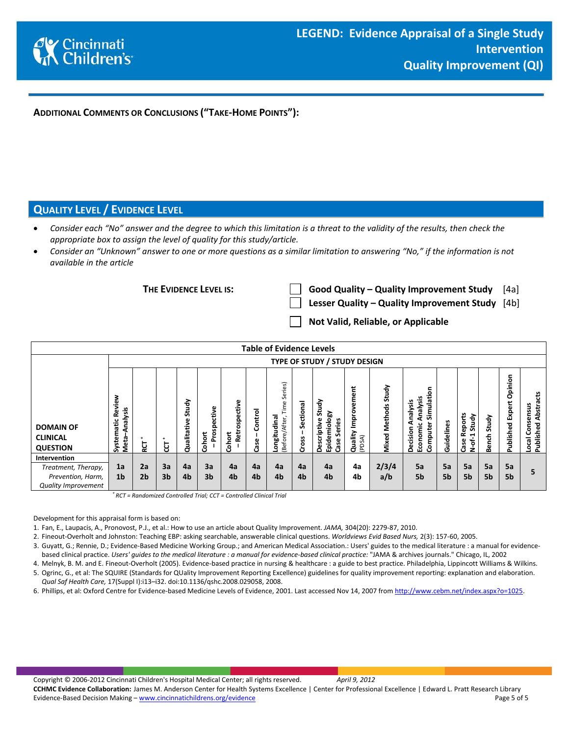## ADDITIONAL COMMENTS OR CONCLUSIONS ("TAKE-HOME POINTS"):

## QUALITY LEVEL / EVIDENCE LEVEL

- *Consider each "No" answer and the degree to which this limitation is a threat to the validity of the results, then check the appropriate box to assign the level of quality for this study/article.*
- *Consider an "Unknown" answer to one or more questions as a similar limitation to answering "No," if the information is not available in the article*

**THE EVIDENCE LEVEL IS:**

- ☐ **Good Quality – Quality Improvement Study** [4a]
- ☐ **Lesser Quality – Quality Improvement Study** [4b]
- ☐ **Not Valid, Reliable, or Applicable**

**Table of Evidence Levels**

| DOMAIN OF CLINICAL QUESTION | TYPE OF STUDY / STUDY DESIGN | | | | | | | | | | | | | | | | | | |
|---|---|---|---|---|---|---|---|---|---|---|---|---|---|---|---|---|---|---|---|
| | Systematic Review Meta–Analysis | RCT⁺ | CCT⁺ | Qualitative Study | Cohort – Prospective | Cohort – Retrospective | Case – Control | Longitudinal (Before/After, Time Series) | Cross – Sectional | Descriptive Study Epidemiology Case Series | Quality Improvement (PDSA) | Mixed Methods Study | Decision Analysis Economic Analysis Computer Simulation | Guidelines | Case Reports N-of-1 Study | Bench Study | Published Expert Opinion | Local Consensus Published Abstracts |
| **Intervention** *Treatment, Therapy, Prevention, Harm, Quality Improvement* | 1a 1b | 2a 2b | 3a 3b | 4a 4b | 3a 3b | 4a 4b | 4a 4b | 4a 4b | 4a 4b | 4a 4b | 4a 4b | 2/3/4 a/b | 5a 5b | 5a 5b | 5a 5b | 5a 5b | 5a 5b | 5 |

*⁺ RCT = Randomized Controlled Trial; CCT = Controlled Clinical Trial*

Development for this appraisal form is based on:

1. Fan, E., Laupacis, A., Pronovost, P.J., et al.: How to use an article about Quality Improvement. *JAMA,* 304(20): 2279-87, 2010.
2. Fineout-Overholt and Johnston: Teaching EBP: asking searchable, answerable clinical questions. *Worldviews Evid Based Nurs,* 2(3): 157-60, 2005.
3. Guyatt, G.; Rennie, D.; Evidence-Based Medicine Working Group.; and American Medical Association.: Users' guides to the medical literature : a manual for evidence-based clinical practice. *Users' guides to the medical literature : a manual for evidence-based clinical practice:* "JAMA & archives journals." Chicago, IL, 2002
4. Melnyk, B. M. and E. Fineout-Overholt (2005). Evidence-based practice in nursing & healthcare : a guide to best practice. Philadelphia, Lippincott Williams & Wilkins.
5. Ogrinc, G., et al: The SQUIRE (Standards for QUality Improvement Reporting Excellence) guidelines for quality improvement reporting: explanation and elaboration. *Qual Saf Health Care,* 17(Suppl I):i13–i32. doi:10.1136/qshc.2008.029058, 2008.
6. Phillips, et al: Oxford Centre for Evidence-based Medicine Levels of Evidence, 2001. Last accessed Nov 14, 2007 from http://www.cebm.net/index.aspx?o=1025.

Copyright © 2006-2012 Cincinnati Children's Hospital Medical Center; all rights reserved. *April 9, 2012*

**CCHMC Evidence Collaboration:** James M. Anderson Center for Health Systems Excellence | Center for Professional Excellence | Edward L. Pratt Research Library

Evidence-Based Decision Making – www.cincinnatichildrens.org/evidence